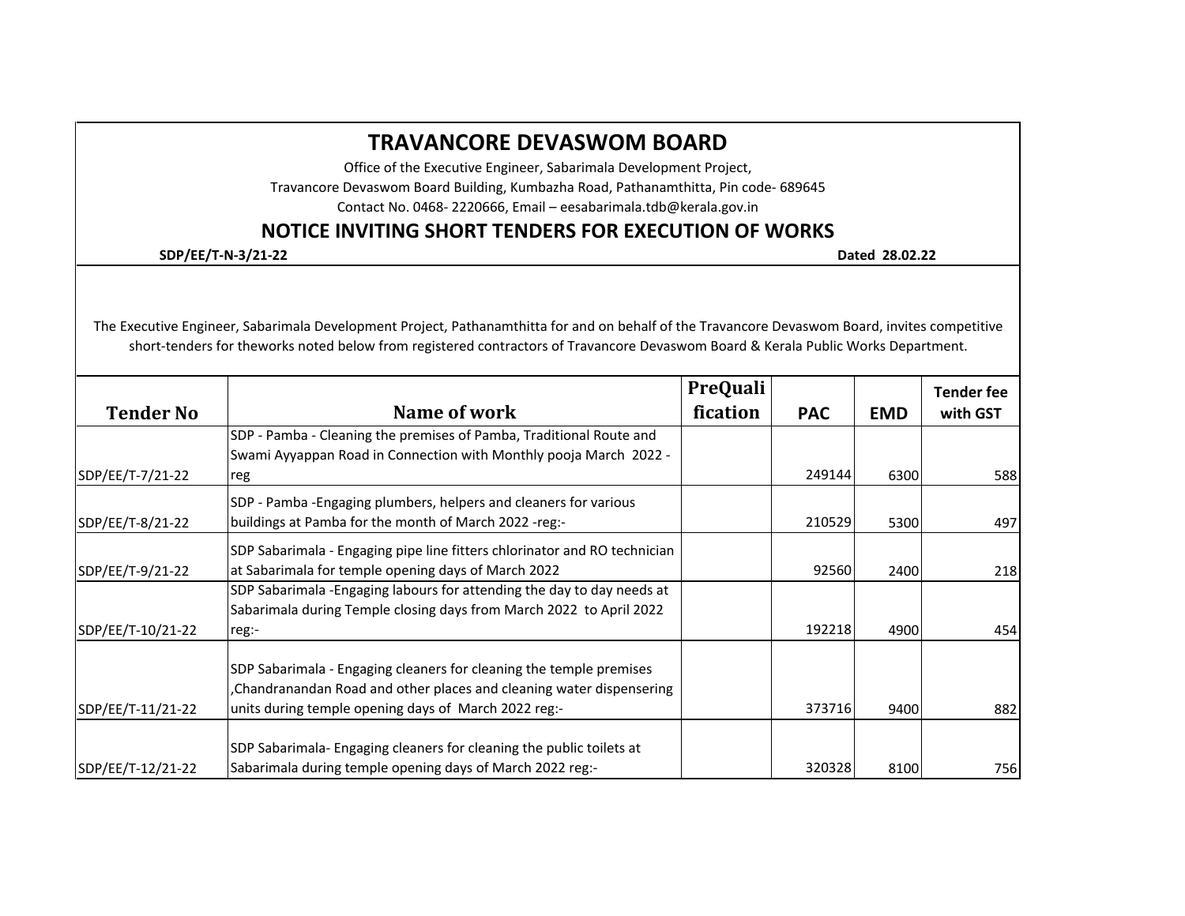# TRAVANCORE DEVASWOM BOARD

Office of the Executive Engineer, Sabarimala Development Project,

Travancore Devaswom Board Building, Kumbazha Road, Pathanamthitta, Pin code- 689645

Contact No. 0468- 2220666, Email – eesabarimala.tdb@kerala.gov.in

## NOTICE INVITING SHORT TENDERS FOR EXECUTION OF WORKS

**SDP/EE/T-N-3/21-22** **Dated 28.02.22**

The Executive Engineer, Sabarimala Development Project, Pathanamthitta for and on behalf of the Travancore Devaswom Board, invites competitive short-tenders for theworks noted below from registered contractors of Travancore Devaswom Board & Kerala Public Works Department.

| Tender No | Name of work | PreQualification | PAC | EMD | Tender fee with GST |
|---|---|---|---|---|---|
| SDP/EE/T-7/21-22 | SDP - Pamba - Cleaning the premises of Pamba, Traditional Route and Swami Ayyappan Road in Connection with Monthly pooja March 2022 -reg | | 249144 | 6300 | 588 |
| SDP/EE/T-8/21-22 | SDP - Pamba -Engaging plumbers, helpers and cleaners for various buildings at Pamba for the month of March 2022 -reg:- | | 210529 | 5300 | 497 |
| SDP/EE/T-9/21-22 | SDP Sabarimala - Engaging pipe line fitters chlorinator and RO technician at Sabarimala for temple opening days of March 2022 | | 92560 | 2400 | 218 |
| SDP/EE/T-10/21-22 | SDP Sabarimala -Engaging labours for attending the day to day needs at Sabarimala during Temple closing days from March 2022 to April 2022 reg:- | | 192218 | 4900 | 454 |
| SDP/EE/T-11/21-22 | SDP Sabarimala - Engaging cleaners for cleaning the temple premises ,Chandranandan Road and other places and cleaning water dispensering units during temple opening days of March 2022 reg:- | | 373716 | 9400 | 882 |
| SDP/EE/T-12/21-22 | SDP Sabarimala- Engaging cleaners for cleaning the public toilets at Sabarimala during temple opening days of March 2022 reg:- | | 320328 | 8100 | 756 |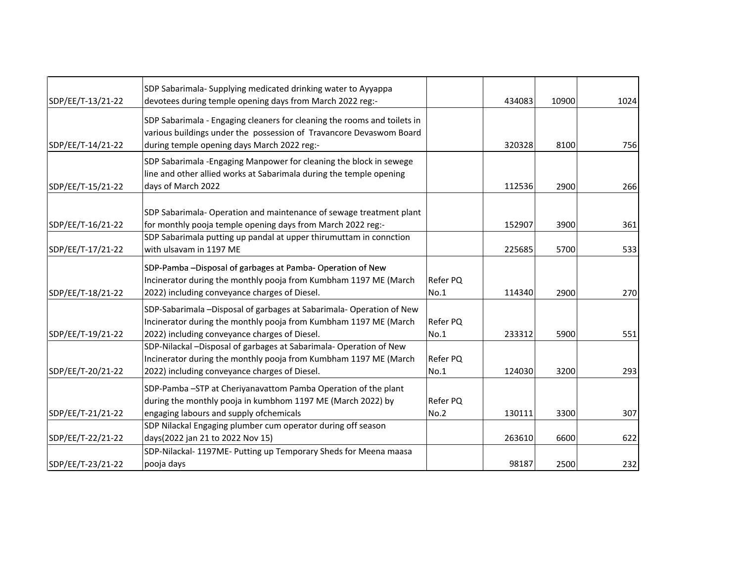| | | | | | |
|---|---|---|---|---|---|
| SDP/EE/T-13/21-22 | SDP Sabarimala- Supplying medicated drinking water to Ayyappa devotees during temple opening days from March 2022 reg:- | | 434083 | 10900 | 1024 |
| SDP/EE/T-14/21-22 | SDP Sabarimala - Engaging cleaners for cleaning the rooms and toilets in various buildings under the possession of Travancore Devaswom Board during temple opening days March 2022 reg:- | | 320328 | 8100 | 756 |
| SDP/EE/T-15/21-22 | SDP Sabarimala -Engaging Manpower for cleaning the block in sewege line and other allied works at Sabarimala during the temple opening days of March 2022 | | 112536 | 2900 | 266 |
| SDP/EE/T-16/21-22 | SDP Sabarimala- Operation and maintenance of sewage treatment plant for monthly pooja temple opening days from March 2022 reg:- | | 152907 | 3900 | 361 |
| SDP/EE/T-17/21-22 | SDP Sabarimala putting up pandal at upper thirumuttam in connction with ulsavam in 1197 ME | | 225685 | 5700 | 533 |
| SDP/EE/T-18/21-22 | SDP-Pamba –Disposal of garbages at Pamba- Operation of New Incinerator during the monthly pooja from Kumbham 1197 ME (March 2022) including conveyance charges of Diesel. | Refer PQ No.1 | 114340 | 2900 | 270 |
| SDP/EE/T-19/21-22 | SDP-Sabarimala –Disposal of garbages at Sabarimala- Operation of New Incinerator during the monthly pooja from Kumbham 1197 ME (March 2022) including conveyance charges of Diesel. | Refer PQ No.1 | 233312 | 5900 | 551 |
| SDP/EE/T-20/21-22 | SDP-Nilackal –Disposal of garbages at Sabarimala- Operation of New Incinerator during the monthly pooja from Kumbham 1197 ME (March 2022) including conveyance charges of Diesel. | Refer PQ No.1 | 124030 | 3200 | 293 |
| SDP/EE/T-21/21-22 | SDP-Pamba –STP at Cheriyanavattom Pamba Operation of the plant during the monthly pooja in kumbhom 1197 ME (March 2022) by engaging labours and supply ofchemicals | Refer PQ No.2 | 130111 | 3300 | 307 |
| SDP/EE/T-22/21-22 | SDP Nilackal Engaging plumber cum operator during off season days(2022 jan 21 to 2022 Nov 15) | | 263610 | 6600 | 622 |
| SDP/EE/T-23/21-22 | SDP-Nilackal- 1197ME- Putting up Temporary Sheds for Meena maasa pooja days | | 98187 | 2500 | 232 |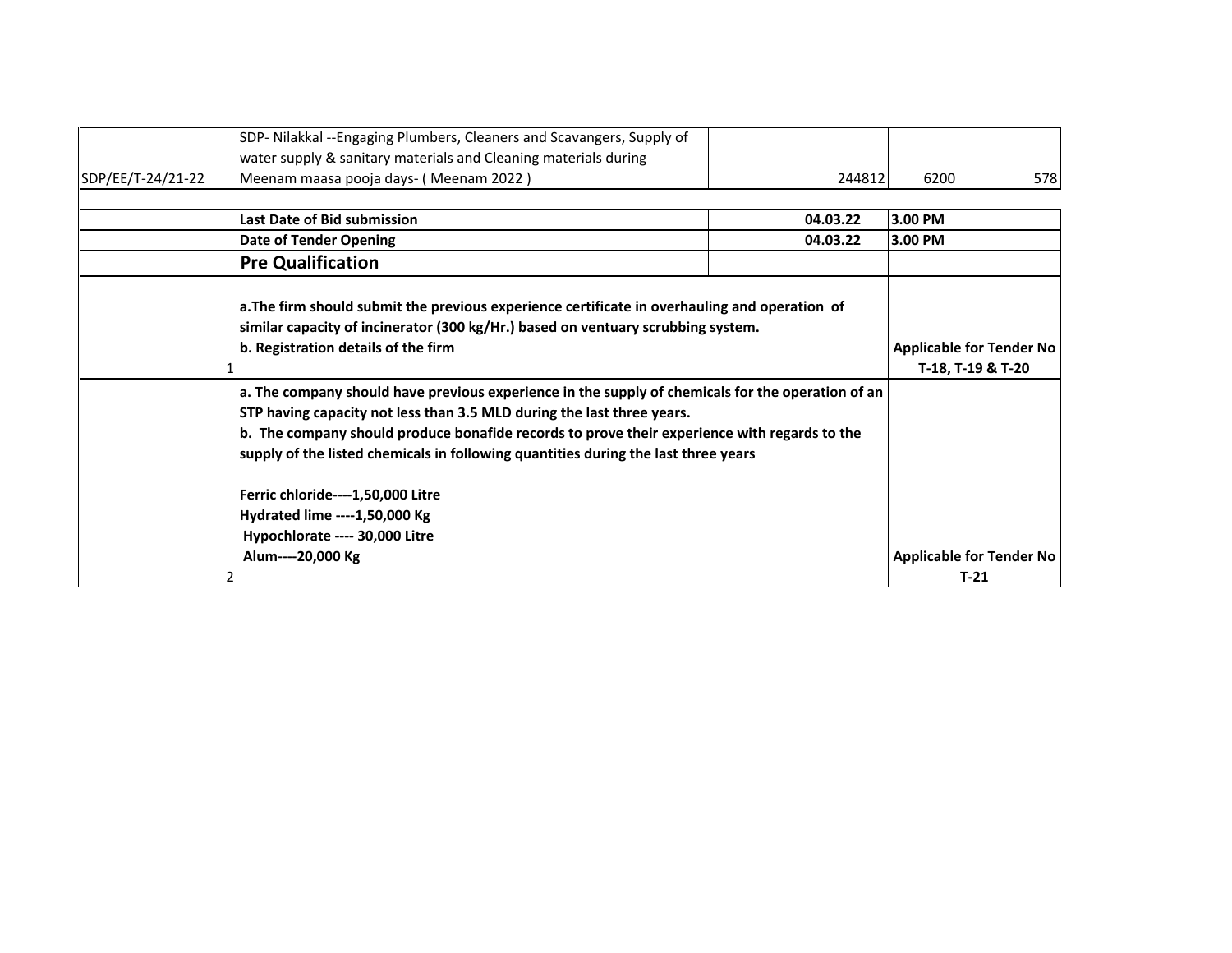| | | | | | |
|---|---|---|---|---|---|
| SDP/EE/T-24/21-22 | SDP- Nilakkal --Engaging Plumbers, Cleaners and Scavangers, Supply of water supply & sanitary materials and Cleaning materials during Meenam maasa pooja days- ( Meenam 2022 ) | | 244812 | 6200 | 578 |
| | | | | | |
| | **Last Date of Bid submission** | | **04.03.22** | **3.00 PM** | |
| | **Date of Tender Opening** | | **04.03.22** | **3.00 PM** | |
| | **Pre Qualification** | | | | |
| 1 | **a.The firm should submit the previous experience certificate in overhauling and operation of similar capacity of incinerator (300 kg/Hr.) based on ventuary scrubbing system.**<br>**b. Registration details of the firm** | | | **Applicable for Tender No T-18, T-19 & T-20** | |
| 2 | **a. The company should have previous experience in the supply of chemicals for the operation of an STP having capacity not less than 3.5 MLD during the last three years.**<br>**b. The company should produce bonafide records to prove their experience with regards to the supply of the listed chemicals in following quantities during the last three years**<br><br>**Ferric chloride----1,50,000 Litre**<br>**Hydrated lime ----1,50,000 Kg**<br>**Hypochlorate ---- 30,000 Litre**<br>**Alum----20,000 Kg** | | | **Applicable for Tender No T-21** | |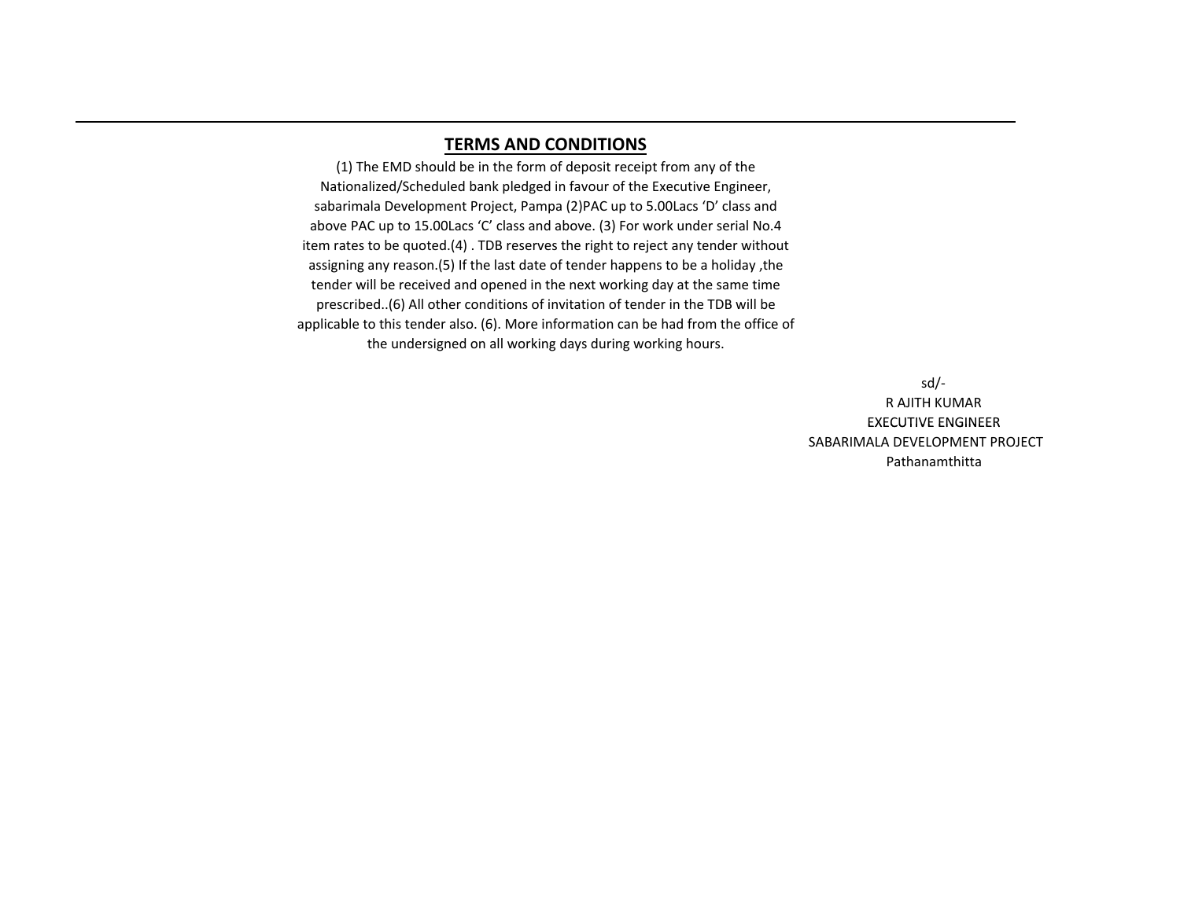---

## TERMS AND CONDITIONS

(1) The EMD should be in the form of deposit receipt from any of the Nationalized/Scheduled bank pledged in favour of the Executive Engineer, sabarimala Development Project, Pampa (2)PAC up to 5.00Lacs 'D' class and above PAC up to 15.00Lacs 'C' class and above. (3) For work under serial No.4 item rates to be quoted.(4) . TDB reserves the right to reject any tender without assigning any reason.(5) If the last date of tender happens to be a holiday ,the tender will be received and opened in the next working day at the same time prescribed..(6) All other conditions of invitation of tender in the TDB will be applicable to this tender also. (6). More information can be had from the office of the undersigned on all working days during working hours.

sd/-
R AJITH KUMAR
EXECUTIVE ENGINEER
SABARIMALA DEVELOPMENT PROJECT
Pathanamthitta